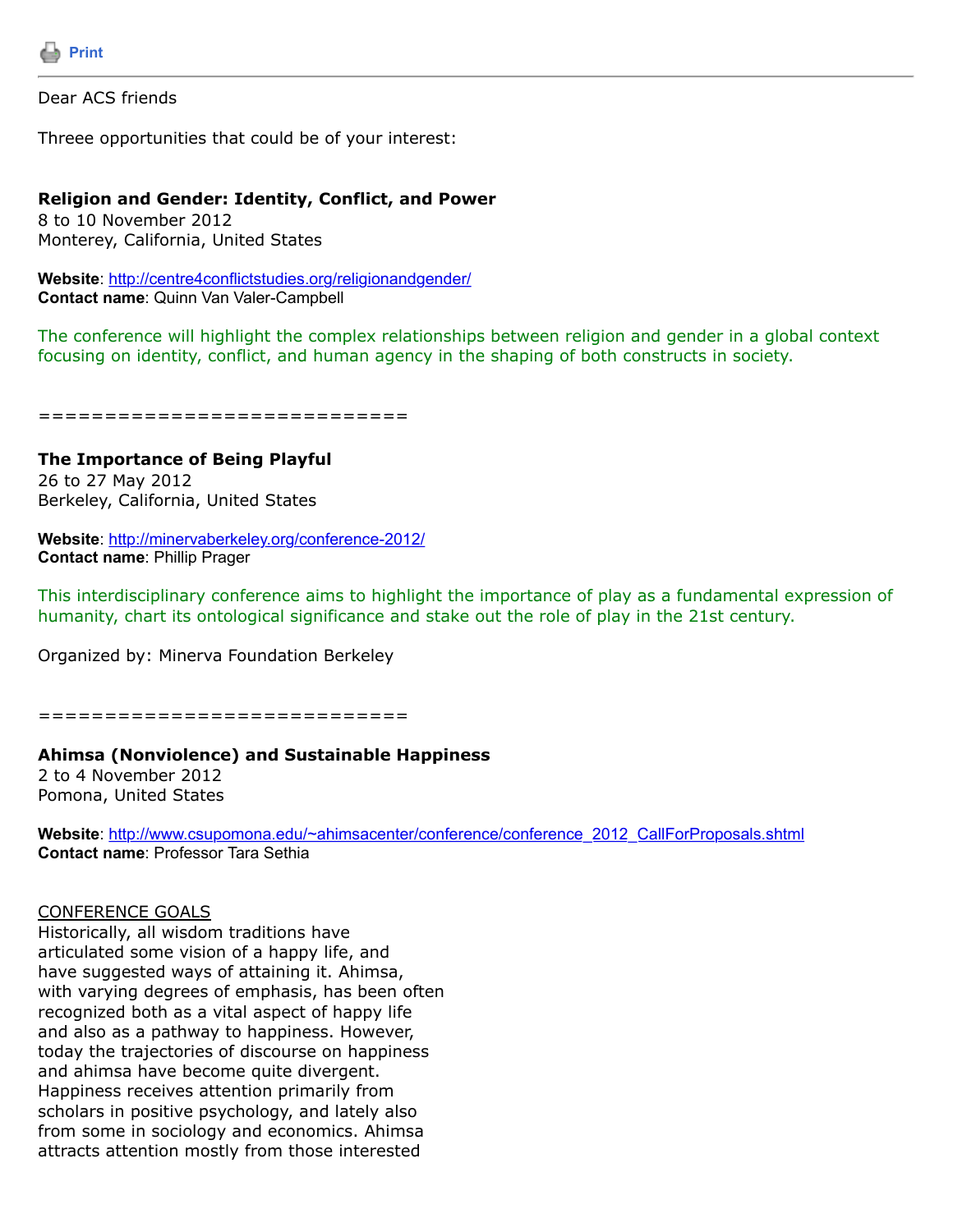Print

Dear ACS friends

Threee opportunities that could be of your interest:

**Religion and Gender: Identity, Conflict, and Power**
8 to 10 November 2012
Monterey, California, United States

**Website**: http://centre4conflictstudies.org/religionandgender/
**Contact name**: Quinn Van Valer-Campbell

The conference will highlight the complex relationships between religion and gender in a global context focusing on identity, conflict, and human agency in the shaping of both constructs in society.

==========================

**The Importance of Being Playful**
26 to 27 May 2012
Berkeley, California, United States

**Website**: http://minervaberkeley.org/conference-2012/
**Contact name**: Phillip Prager

This interdisciplinary conference aims to highlight the importance of play as a fundamental expression of humanity, chart its ontological significance and stake out the role of play in the 21st century.

Organized by: Minerva Foundation Berkeley

==========================

**Ahimsa (Nonviolence) and Sustainable Happiness**
2 to 4 November 2012
Pomona, United States

**Website**: http://www.csupomona.edu/~ahimsacenter/conference/conference_2012_CallForProposals.shtml
**Contact name**: Professor Tara Sethia

CONFERENCE GOALS
Historically, all wisdom traditions have articulated some vision of a happy life, and have suggested ways of attaining it. Ahimsa, with varying degrees of emphasis, has been often recognized both as a vital aspect of happy life and also as a pathway to happiness. However, today the trajectories of discourse on happiness and ahimsa have become quite divergent. Happiness receives attention primarily from scholars in positive psychology, and lately also from some in sociology and economics. Ahimsa attracts attention mostly from those interested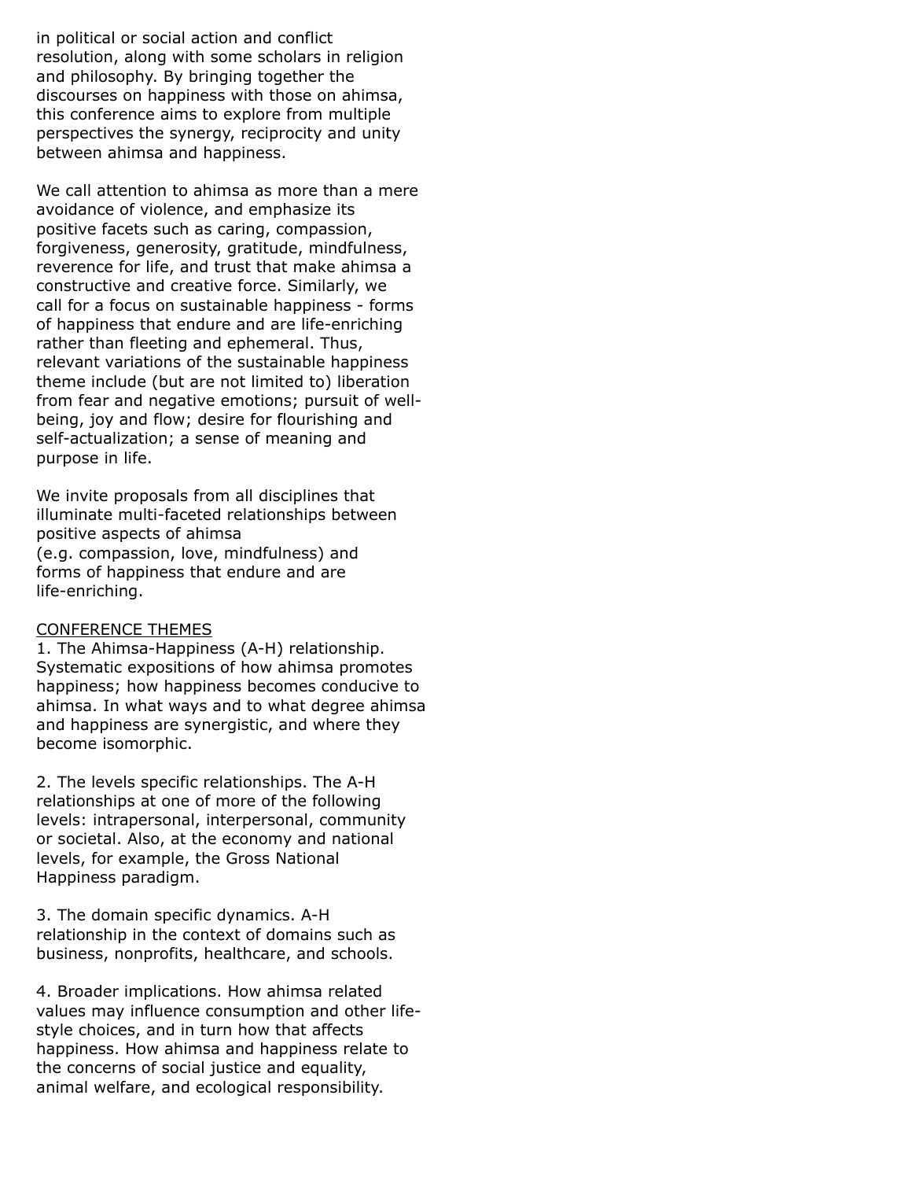in political or social action and conflict resolution, along with some scholars in religion and philosophy. By bringing together the discourses on happiness with those on ahimsa, this conference aims to explore from multiple perspectives the synergy, reciprocity and unity between ahimsa and happiness.

We call attention to ahimsa as more than a mere avoidance of violence, and emphasize its positive facets such as caring, compassion, forgiveness, generosity, gratitude, mindfulness, reverence for life, and trust that make ahimsa a constructive and creative force. Similarly, we call for a focus on sustainable happiness - forms of happiness that endure and are life-enriching rather than fleeting and ephemeral. Thus, relevant variations of the sustainable happiness theme include (but are not limited to) liberation from fear and negative emotions; pursuit of well-being, joy and flow; desire for flourishing and self-actualization; a sense of meaning and purpose in life.

We invite proposals from all disciplines that illuminate multi-faceted relationships between positive aspects of ahimsa (e.g. compassion, love, mindfulness) and forms of happiness that endure and are life-enriching.

<u>CONFERENCE THEMES</u>

1. The Ahimsa-Happiness (A-H) relationship. Systematic expositions of how ahimsa promotes happiness; how happiness becomes conducive to ahimsa. In what ways and to what degree ahimsa and happiness are synergistic, and where they become isomorphic.

2. The levels specific relationships. The A-H relationships at one of more of the following levels: intrapersonal, interpersonal, community or societal. Also, at the economy and national levels, for example, the Gross National Happiness paradigm.

3. The domain specific dynamics. A-H relationship in the context of domains such as business, nonprofits, healthcare, and schools.

4. Broader implications. How ahimsa related values may influence consumption and other life-style choices, and in turn how that affects happiness. How ahimsa and happiness relate to the concerns of social justice and equality, animal welfare, and ecological responsibility.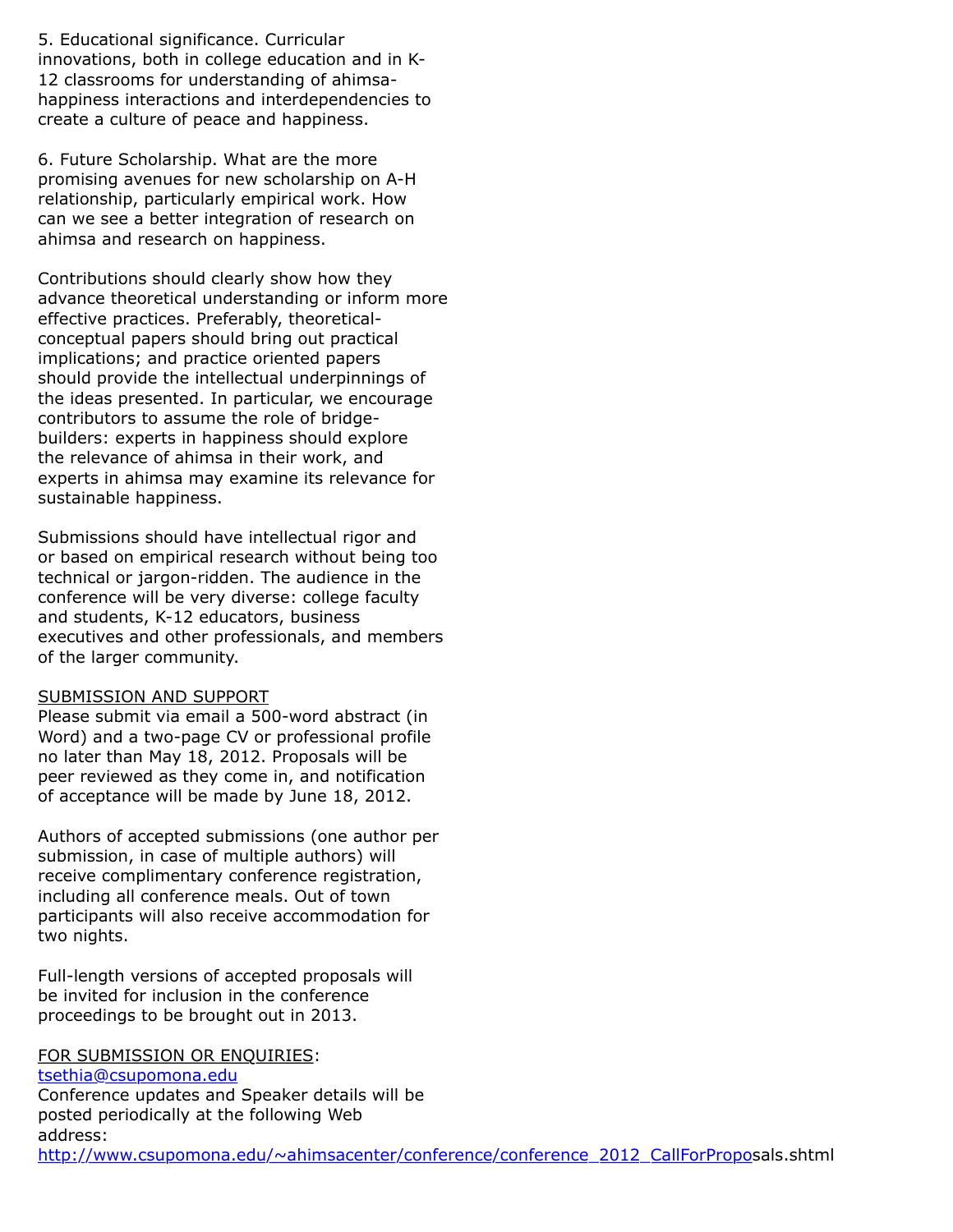5. Educational significance. Curricular innovations, both in college education and in K-12 classrooms for understanding of ahimsa-happiness interactions and interdependencies to create a culture of peace and happiness.

6. Future Scholarship. What are the more promising avenues for new scholarship on A-H relationship, particularly empirical work. How can we see a better integration of research on ahimsa and research on happiness.

Contributions should clearly show how they advance theoretical understanding or inform more effective practices. Preferably, theoretical-conceptual papers should bring out practical implications; and practice oriented papers should provide the intellectual underpinnings of the ideas presented. In particular, we encourage contributors to assume the role of bridge-builders: experts in happiness should explore the relevance of ahimsa in their work, and experts in ahimsa may examine its relevance for sustainable happiness.

Submissions should have intellectual rigor and or based on empirical research without being too technical or jargon-ridden. The audience in the conference will be very diverse: college faculty and students, K-12 educators, business executives and other professionals, and members of the larger community.

<u>SUBMISSION AND SUPPORT</u>

Please submit via email a 500-word abstract (in Word) and a two-page CV or professional profile no later than May 18, 2012. Proposals will be peer reviewed as they come in, and notification of acceptance will be made by June 18, 2012.

Authors of accepted submissions (one author per submission, in case of multiple authors) will receive complimentary conference registration, including all conference meals. Out of town participants will also receive accommodation for two nights.

Full-length versions of accepted proposals will be invited for inclusion in the conference proceedings to be brought out in 2013.

<u>FOR SUBMISSION OR ENQUIRIES</u>:

[tsethia@csupomona.edu](mailto:tsethia@csupomona.edu)

Conference updates and Speaker details will be posted periodically at the following Web address:

http://www.csupomona.edu/~ahimsacenter/conference/conference_2012_CallForProposals.shtml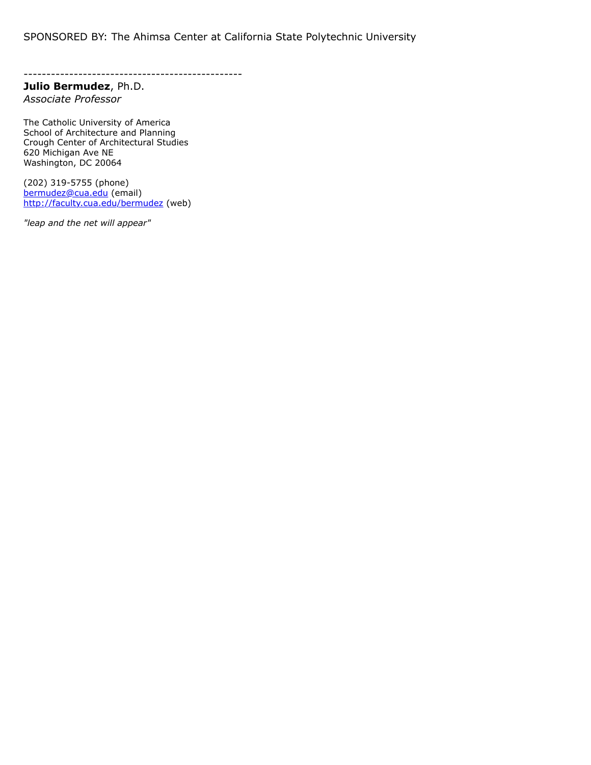SPONSORED BY: The Ahimsa Center at California State Polytechnic University

------------------------------------------------

**Julio Bermudez**, Ph.D.
*Associate Professor*

The Catholic University of America
School of Architecture and Planning
Crough Center of Architectural Studies
620 Michigan Ave NE
Washington, DC 20064

(202) 319-5755 (phone)
bermudez@cua.edu (email)
http://faculty.cua.edu/bermudez (web)

*"leap and the net will appear"*